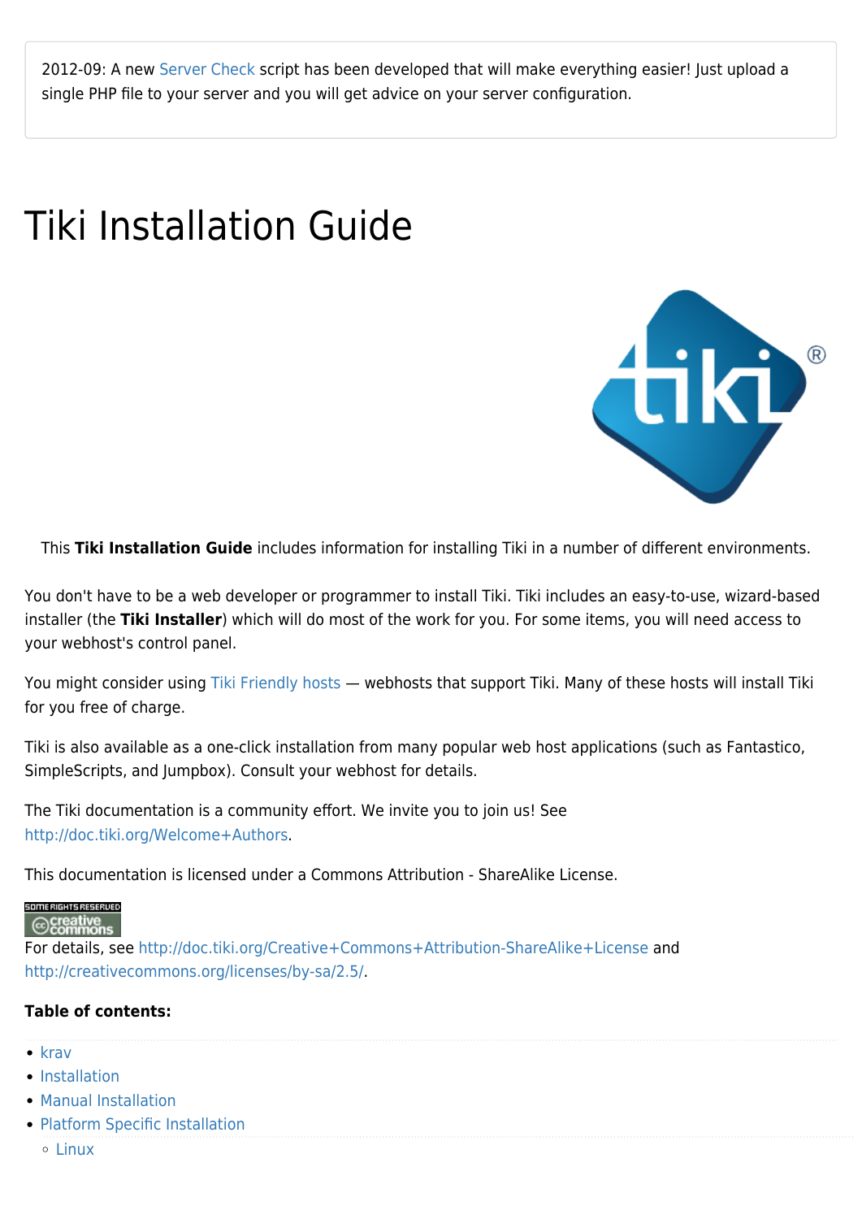2012-09: A new Server Check script has been developed that will make everything easier! Just upload a single PHP file to your server and you will get advice on your server configuration.

# Tiki Installation Guide

This **Tiki Installation Guide** includes information for installing Tiki in a number of different environments.

You don't have to be a web developer or programmer to install Tiki. Tiki includes an easy-to-use, wizard-based installer (the **Tiki Installer**) which will do most of the work for you. For some items, you will need access to your webhost's control panel.

You might consider using Tiki Friendly hosts — webhosts that support Tiki. Many of these hosts will install Tiki for you free of charge.

Tiki is also available as a one-click installation from many popular web host applications (such as Fantastico, SimpleScripts, and Jumpbox). Consult your webhost for details.

The Tiki documentation is a community effort. We invite you to join us! See http://doc.tiki.org/Welcome+Authors.

This documentation is licensed under a Commons Attribution - ShareAlike License.

For details, see http://doc.tiki.org/Creative+Commons+Attribution-ShareAlike+License and http://creativecommons.org/licenses/by-sa/2.5/.

**Table of contents:**

- krav
- Installation
- Manual Installation
- Platform Specific Installation
  - Linux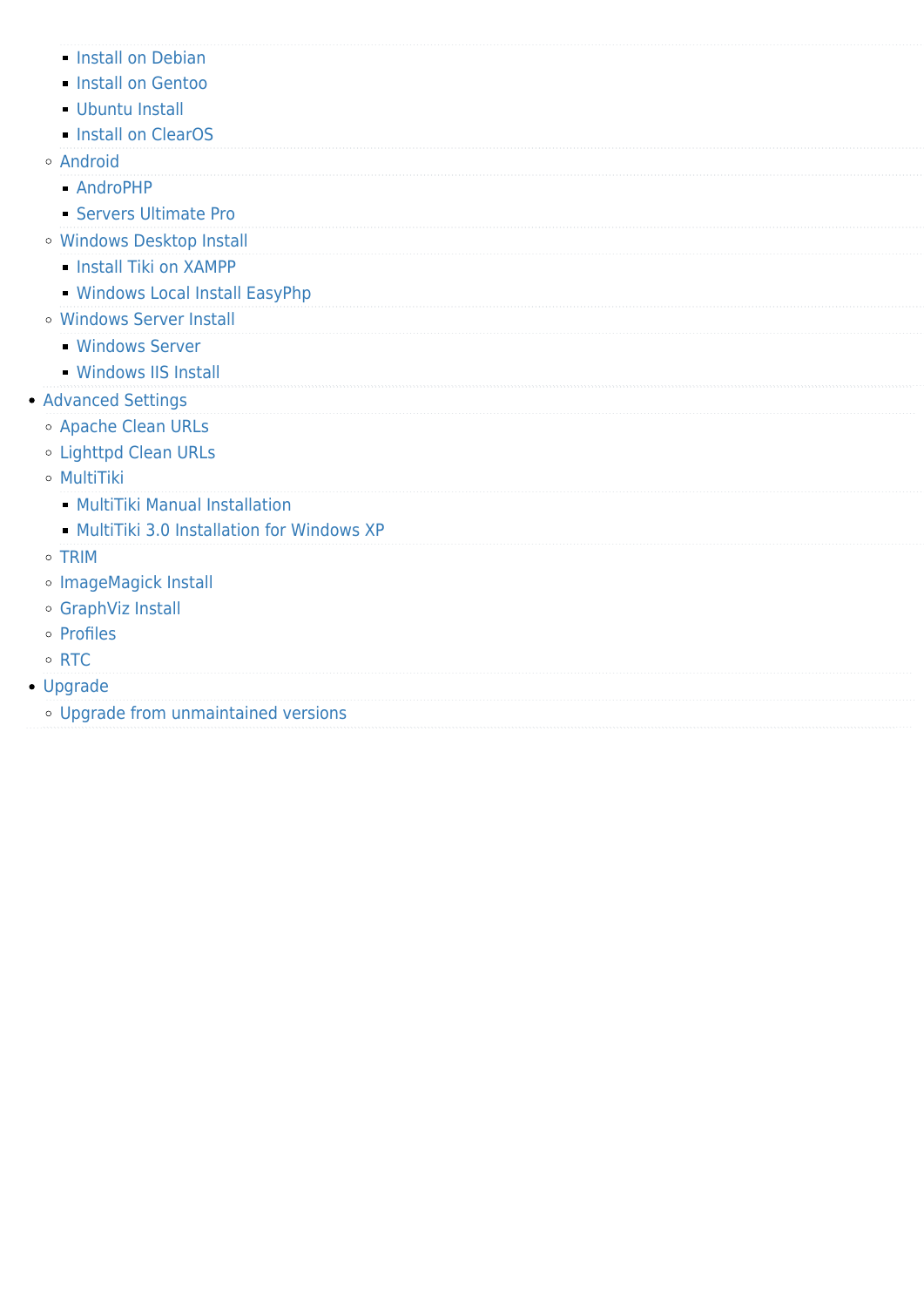- Install on Debian
    - Install on Gentoo
    - Ubuntu Install
    - Install on ClearOS
  - Android
    - AndroPHP
    - Servers Ultimate Pro
  - Windows Desktop Install
    - Install Tiki on XAMPP
    - Windows Local Install EasyPhp
  - Windows Server Install
    - Windows Server
    - Windows IIS Install
- Advanced Settings
  - Apache Clean URLs
  - Lighttpd Clean URLs
  - MultiTiki
    - MultiTiki Manual Installation
    - MultiTiki 3.0 Installation for Windows XP
  - TRIM
  - ImageMagick Install
  - GraphViz Install
  - Profiles
  - RTC
- Upgrade
  - Upgrade from unmaintained versions